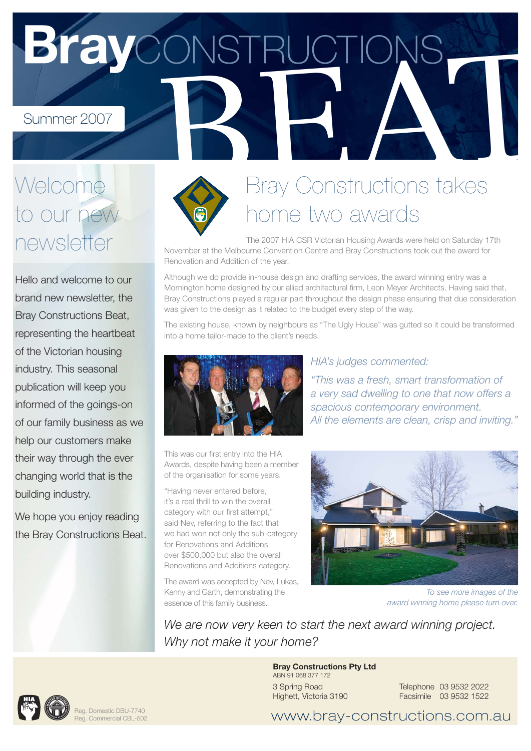# Bray CONSTRUCTIONS BEAT

Summer 2007

## Welcome to our new newsletter

Hello and welcome to our brand new newsletter, the Bray Constructions Beat, representing the heartbeat of the Victorian housing industry. This seasonal publication will keep you informed of the goings-on of our family business as we help our customers make their way through the ever changing world that is the building industry.

We hope you enjoy reading the Bray Constructions Beat.

## Bray Constructions takes home two awards

The 2007 HIA CSR Victorian Housing Awards were held on Saturday 17th November at the Melbourne Convention Centre and Bray Constructions took out the award for Renovation and Addition of the year.

Although we do provide in-house design and drafting services, the award winning entry was a Mornington home designed by our allied architectural firm, Leon Meyer Architects. Having said that, Bray Constructions played a regular part throughout the design phase ensuring that due consideration was given to the design as it related to the budget every step of the way.

The existing house, known by neighbours as "The Ugly House" was gutted so it could be transformed into a home tailor-made to the client's needs.

*HIA's judges commented:*

*"This was a fresh, smart transformation of a very sad dwelling to one that now offers a spacious contemporary environment. All the elements are clean, crisp and inviting."*

This was our first entry into the HIA Awards, despite having been a member of the organisation for some years.

"Having never entered before, it's a real thrill to win the overall category with our first attempt," said Nev, referring to the fact that we had won not only the sub-category for Renovations and Additions over $500,000 but also the overall Renovations and Additions category.

The award was accepted by Nev, Lukas, Kenny and Garth, demonstrating the essence of this family business.

*To see more images of the award winning home please turn over.*

*We are now very keen to start the next award winning project. Why not make it your home?*

**Bray Constructions Pty Ltd**
ABN 91 068 377 172

3 Spring Road
Highett, Victoria 3190

Telephone 03 9532 2022
Facsimile 03 9532 1522

Reg. Domestic DBU-7740
Reg. Commercial CBL-502

www.bray-constructions.com.au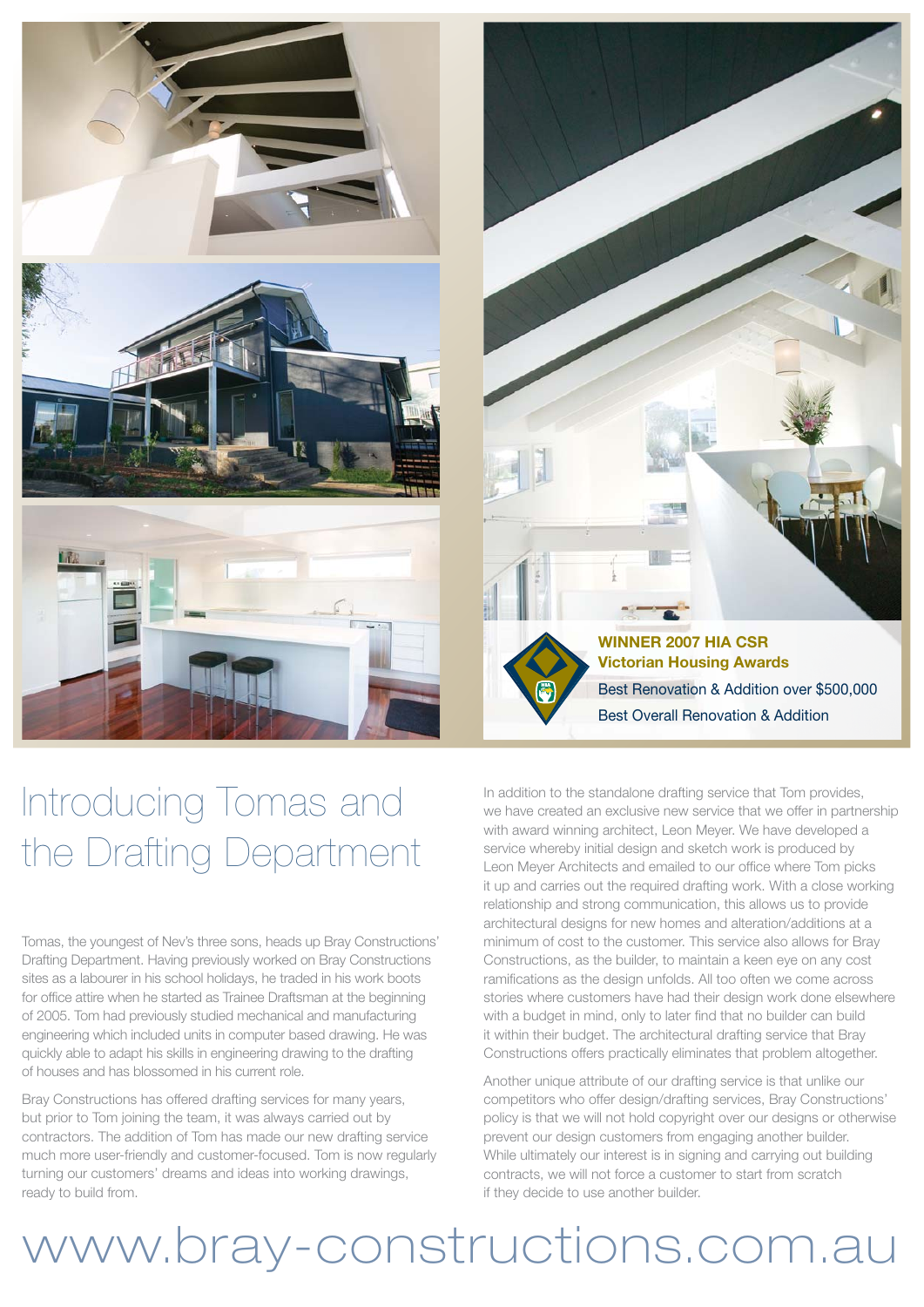**WINNER 2007 HIA CSR Victorian Housing Awards**

Best Renovation & Addition over $500,000

Best Overall Renovation & Addition

# Introducing Tomas and the Drafting Department

Tomas, the youngest of Nev's three sons, heads up Bray Constructions' Drafting Department. Having previously worked on Bray Constructions sites as a labourer in his school holidays, he traded in his work boots for office attire when he started as Trainee Draftsman at the beginning of 2005. Tom had previously studied mechanical and manufacturing engineering which included units in computer based drawing. He was quickly able to adapt his skills in engineering drawing to the drafting of houses and has blossomed in his current role.

Bray Constructions has offered drafting services for many years, but prior to Tom joining the team, it was always carried out by contractors. The addition of Tom has made our new drafting service much more user-friendly and customer-focused. Tom is now regularly turning our customers' dreams and ideas into working drawings, ready to build from.

In addition to the standalone drafting service that Tom provides, we have created an exclusive new service that we offer in partnership with award winning architect, Leon Meyer. We have developed a service whereby initial design and sketch work is produced by Leon Meyer Architects and emailed to our office where Tom picks it up and carries out the required drafting work. With a close working relationship and strong communication, this allows us to provide architectural designs for new homes and alteration/additions at a minimum of cost to the customer. This service also allows for Bray Constructions, as the builder, to maintain a keen eye on any cost ramifications as the design unfolds. All too often we come across stories where customers have had their design work done elsewhere with a budget in mind, only to later find that no builder can build it within their budget. The architectural drafting service that Bray Constructions offers practically eliminates that problem altogether.

Another unique attribute of our drafting service is that unlike our competitors who offer design/drafting services, Bray Constructions' policy is that we will not hold copyright over our designs or otherwise prevent our design customers from engaging another builder. While ultimately our interest is in signing and carrying out building contracts, we will not force a customer to start from scratch if they decide to use another builder.

www.bray-constructions.com.au